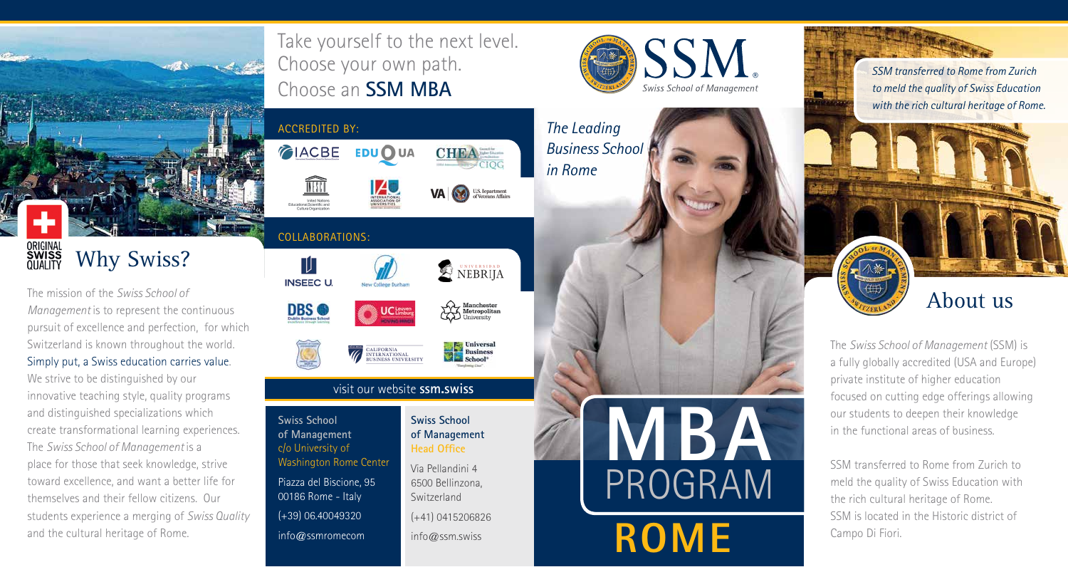ORIGINAL SWISS QUALITY

## Why Swiss?

The mission of the *Swiss School of Management* is to represent the continuous pursuit of excellence and perfection, for which Switzerland is known throughout the world. Simply put, a Swiss education carries value. We strive to be distinguished by our innovative teaching style, quality programs and distinguished specializations which create transformational learning experiences. The *Swiss School of Management* is a place for those that seek knowledge, strive toward excellence, and want a better life for themselves and their fellow citizens. Our students experience a merging of *Swiss Quality* and the cultural heritage of Rome.

# Take yourself to the next level. Choose your own path. Choose an **SSM MBA**

### ACCREDITED BY:

IACBE · EDUQUA · CHEA CIQG · United Nations Educational, Scientific and Cultural Organization · International Association of Universities · VA U.S. Department of Veterans Affairs

### COLLABORATIONS:

INSEEC U. · New College Durham · Universidad Nebrija · DBS Dublin Business School · UC Leuven Limburg · Manchester Metropolitan University · California International Business University · Universal Business School

visit our website **ssm.swiss**

**Swiss School of Management**
c/o University of Washington Rome Center
Piazza del Biscione, 95
00186 Rome - Italy
(+39) 06.40049320
info@ssmromecom

**Swiss School of Management**
**Head Office**
Via Pellandini 4
6500 Bellinzona, Switzerland
(+41) 0415206826
info@ssm.swiss

**SSM** Swiss School of Management

*The Leading Business School in Rome*

# MBA PROGRAM ROME

*SSM transferred to Rome from Zurich to meld the quality of Swiss Education with the rich cultural heritage of Rome.*

## About us

The *Swiss School of Management* (SSM) is a fully globally accredited (USA and Europe) private institute of higher education focused on cutting edge offerings allowing our students to deepen their knowledge in the functional areas of business.

SSM transferred to Rome from Zurich to meld the quality of Swiss Education with the rich cultural heritage of Rome. SSM is located in the Historic district of Campo Di Fiori.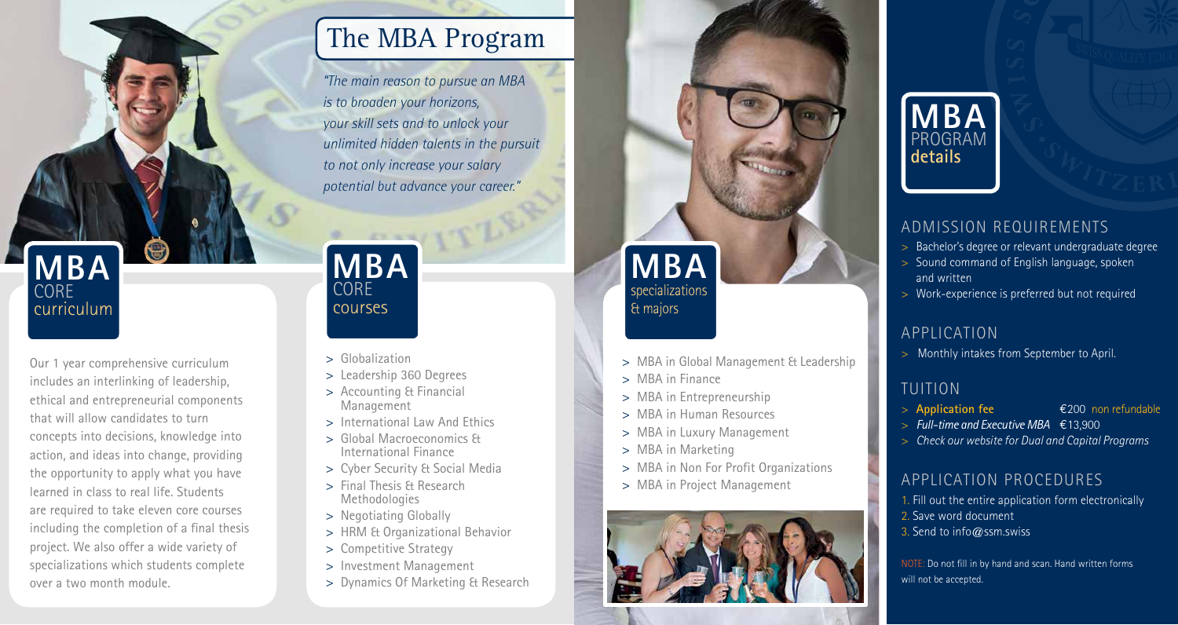# The MBA Program

*"The main reason to pursue an MBA is to broaden your horizons, your skill sets and to unlock your unlimited hidden talents in the pursuit to not only increase your salary potential but advance your career."*

## MBA CORE curriculum

Our 1 year comprehensive curriculum includes an interlinking of leadership, ethical and entrepreneurial components that will allow candidates to turn concepts into decisions, knowledge into action, and ideas into change, providing the opportunity to apply what you have learned in class to real life. Students are required to take eleven core courses including the completion of a final thesis project. We also offer a wide variety of specializations which students complete over a two month module.

## MBA CORE courses

- Globalization
- Leadership 360 Degrees
- Accounting & Financial Management
- International Law And Ethics
- Global Macroeconomics & International Finance
- Cyber Security & Social Media
- Final Thesis & Research Methodologies
- Negotiating Globally
- HRM & Organizational Behavior
- Competitive Strategy
- Investment Management
- Dynamics Of Marketing & Research

## MBA specializations & majors

- MBA in Global Management & Leadership
- MBA in Finance
- MBA in Entrepreneurship
- MBA in Human Resources
- MBA in Luxury Management
- MBA in Marketing
- MBA in Non For Profit Organizations
- MBA in Project Management

## MBA PROGRAM details

### ADMISSION REQUIREMENTS

- Bachelor's degree or relevant undergraduate degree
- Sound command of English language, spoken and written
- Work-experience is preferred but not required

### APPLICATION

- Monthly intakes from September to April.

### TUITION

- **Application fee** €200 non refundable
- *Full-time and Executive MBA* €13,900
- *Check our website for Dual and Capital Programs*

### APPLICATION PROCEDURES

1. Fill out the entire application form electronically
2. Save word document
3. Send to info@ssm.swiss

NOTE: Do not fill in by hand and scan. Hand written forms will not be accepted.